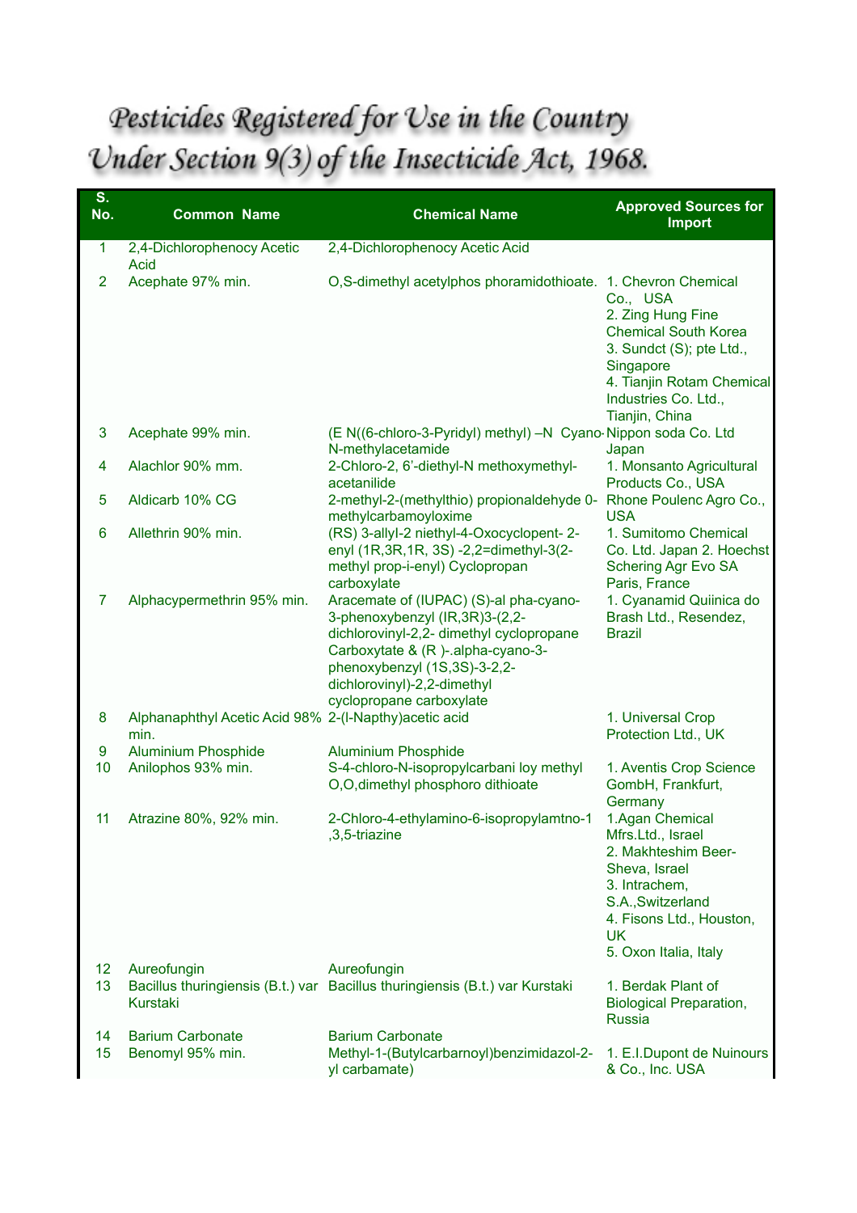# Pesticides Registered for Use in the Country Under Section 9(3) of the Insecticide Act, 1968.

| S. No. | Common Name | Chemical Name | Approved Sources for Import |
|---|---|---|---|
| 1 | 2,4-Dichlorophenocy Acetic Acid | 2,4-Dichlorophenocy Acetic Acid | |
| 2 | Acephate 97% min. | O,S-dimethyl acetylphos phoramidothioate. | 1. Chevron Chemical Co., USA<br>2. Zing Hung Fine Chemical South Korea<br>3. Sundct (S); pte Ltd., Singapore<br>4. Tianjin Rotam Chemical Industries Co. Ltd., Tianjin, China |
| 3 | Acephate 99% min. | (E N((6-chloro-3-Pyridyl) methyl) –N Cyano-N-methylacetamide | Nippon soda Co. Ltd Japan |
| 4 | Alachlor 90% mm. | 2-Chloro-2, 6'-diethyl-N methoxymethyl-acetanilide | 1. Monsanto Agricultural Products Co., USA |
| 5 | Aldicarb 10% CG | 2-methyl-2-(methylthio) propionaldehyde 0-methylcarbamoyloxime | Rhone Poulenc Agro Co., USA |
| 6 | Allethrin 90% min. | (RS) 3-allyl-2 niethyl-4-Oxocyclopent- 2-enyl (1R,3R,1R, 3S) -2,2=dimethyl-3(2-methyl prop-i-enyl) Cyclopropan carboxylate | 1. Sumitomo Chemical Co. Ltd. Japan 2. Hoechst Schering Agr Evo SA Paris, France |
| 7 | Alphacypermethrin 95% min. | Aracemate of (IUPAC) (S)-al pha-cyano-3-phenoxybenzyl (IR,3R)3-(2,2-dichlorovinyl-2,2- dimethyl cyclopropane Carboxytate & (R )-.alpha-cyano-3-phenoxybenzyl (1S,3S)-3-2,2-dichlorovinyl)-2,2-dimethyl cyclopropane carboxylate | 1. Cyanamid Quiinica do Brash Ltd., Resendez, Brazil |
| 8 | Alphanaphthyl Acetic Acid 98% min. | 2-(l-Napthy)acetic acid | 1. Universal Crop Protection Ltd., UK |
| 9 | Aluminium Phosphide | Aluminium Phosphide | |
| 10 | Anilophos 93% min. | S-4-chloro-N-isopropylcarbani loy methyl O,O,dimethyl phosphoro dithioate | 1. Aventis Crop Science GombH, Frankfurt, Germany |
| 11 | Atrazine 80%, 92% min. | 2-Chloro-4-ethylamino-6-isopropylamtno-1 ,3,5-triazine | 1.Agan Chemical Mfrs.Ltd., Israel<br>2. Makhteshim Beer-Sheva, Israel<br>3. Intrachem, S.A.,Switzerland<br>4. Fisons Ltd., Houston, UK<br>5. Oxon Italia, Italy |
| 12 | Aureofungin | Aureofungin | |
| 13 | Bacillus thuringiensis (B.t.) var Kurstaki | Bacillus thuringiensis (B.t.) var Kurstaki | 1. Berdak Plant of Biological Preparation, Russia |
| 14 | Barium Carbonate | Barium Carbonate | |
| 15 | Benomyl 95% min. | Methyl-1-(Butylcarbarnoyl)benzimidazol-2-yl carbamate) | 1. E.I.Dupont de Nuinours & Co., Inc. USA |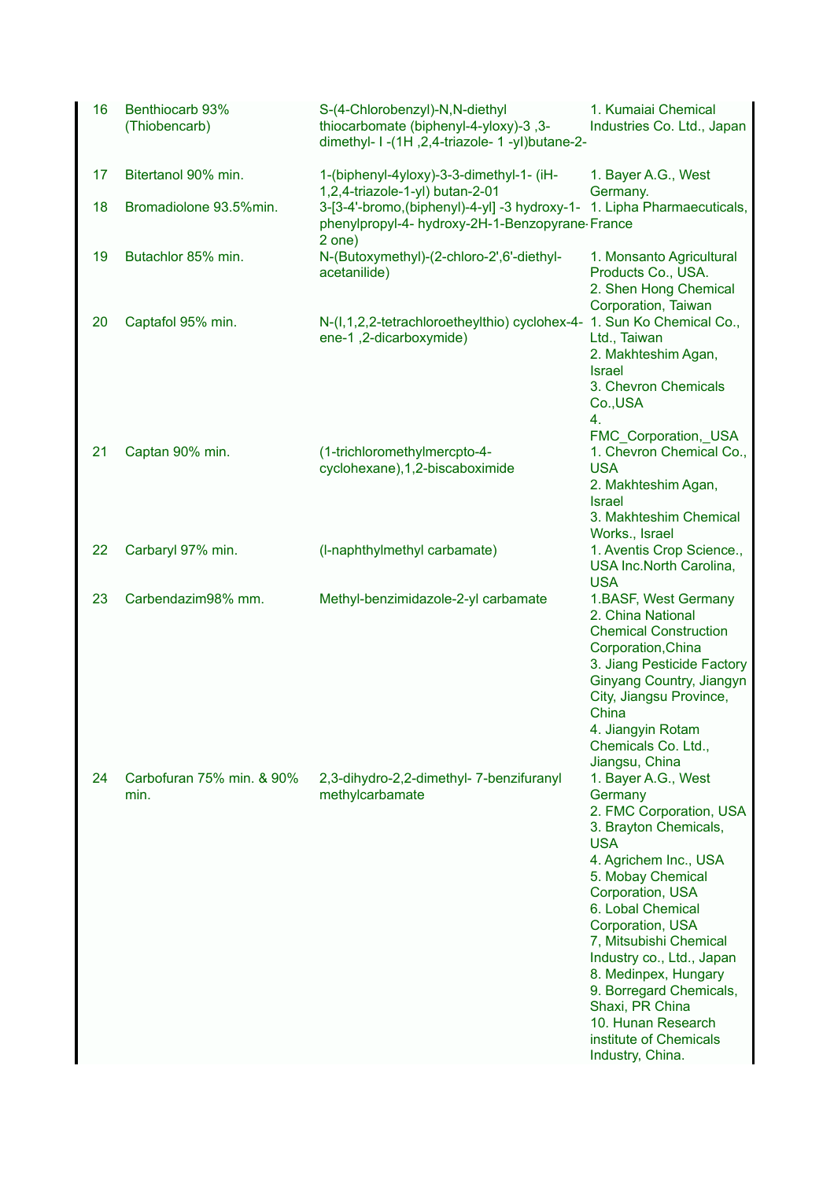| 16 | Benthiocarb 93% (Thiobencarb) | S-(4-Chlorobenzyl)-N,N-diethyl thiocarbomate (biphenyl-4-yloxy)-3 ,3-dimethyl- I -(1H ,2,4-triazole- 1 -yI)butane-2- | 1. Kumaiai Chemical Industries Co. Ltd., Japan |
|---|---|---|---|
| 17 | Bitertanol 90% min. | 1-(biphenyl-4yloxy)-3-3-dimethyl-1- (iH-1,2,4-triazole-1-yl) butan-2-01 | 1. Bayer A.G., West Germany. |
| 18 | Bromadiolone 93.5%min. | 3-[3-4'-bromo,(biphenyl)-4-yl] -3 hydroxy-1-phenylpropyl-4- hydroxy-2H-1-Benzopyrane-2 one) | 1. Lipha Pharmaecuticals, France |
| 19 | Butachlor 85% min. | N-(Butoxymethyl)-(2-chloro-2',6'-diethyl-acetanilide) | 1. Monsanto Agricultural Products Co., USA.<br>2. Shen Hong Chemical Corporation, Taiwan |
| 20 | Captafol 95% min. | N-(I,1,2,2-tetrachloroetheylthio) cyclohex-4-ene-1 ,2-dicarboxymide) | 1. Sun Ko Chemical Co., Ltd., Taiwan<br>2. Makhteshim Agan, Israel<br>3. Chevron Chemicals Co.,USA<br>4. FMC_Corporation,_USA |
| 21 | Captan 90% min. | (1-trichloromethylmercpto-4-cyclohexane),1,2-biscaboximide | 1. Chevron Chemical Co., USA<br>2. Makhteshim Agan, Israel<br>3. Makhteshim Chemical Works., Israel |
| 22 | Carbaryl 97% min. | (l-naphthylmethyl carbamate) | 1. Aventis Crop Science., USA Inc.North Carolina, USA |
| 23 | Carbendazim98% mm. | Methyl-benzimidazole-2-yl carbamate | 1.BASF, West Germany<br>2. China National Chemical Construction Corporation,China<br>3. Jiang Pesticide Factory Ginyang Country, Jiangyn City, Jiangsu Province, China<br>4. Jiangyin Rotam Chemicals Co. Ltd., Jiangsu, China |
| 24 | Carbofuran 75% min. & 90% min. | 2,3-dihydro-2,2-dimethyl- 7-benzifuranyl methylcarbamate | 1. Bayer A.G., West Germany<br>2. FMC Corporation, USA<br>3. Brayton Chemicals, USA<br>4. Agrichem Inc., USA<br>5. Mobay Chemical Corporation, USA<br>6. Lobal Chemical Corporation, USA<br>7, Mitsubishi Chemical Industry co., Ltd., Japan<br>8. Medinpex, Hungary<br>9. Borregard Chemicals, Shaxi, PR China<br>10. Hunan Research institute of Chemicals Industry, China. |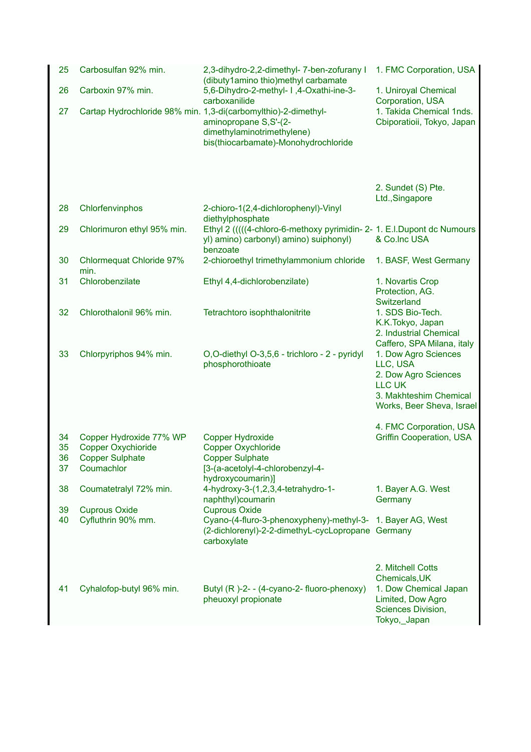| | | | |
|---|---|---|---|
| 25 | Carbosulfan 92% min. | 2,3-dihydro-2,2-dimethyl- 7-ben-zofurany I (dibuty1amino thio)methyl carbamate | 1. FMC Corporation, USA |
| 26 | Carboxin 97% min. | 5,6-Dihydro-2-methyl- I ,4-Oxathi-ine-3-carboxanilide | 1. Uniroyal Chemical Corporation, USA |
| 27 | Cartap Hydrochloride 98% min. | 1,3-di(carbomylthio)-2-dimethyl-aminopropane S,S'-(2-dimethylaminotrimethylene) bis(thiocarbamate)-Monohydrochloride | 1. Takida Chemical 1nds. Cbiporatioii, Tokyo, Japan<br>2. Sundet (S) Pte. Ltd.,Singapore |
| 28 | Chlorfenvinphos | 2-chioro-1(2,4-dichlorophenyl)-Vinyl diethylphosphate | |
| 29 | Chlorimuron ethyl 95% min. | Ethyl 2 (((((4-chloro-6-methoxy pyrimidin- 2-yl) amino) carbonyl) amino) suiphonyl) benzoate | 1. E.I.Dupont dc Numours & Co.Inc USA |
| 30 | Chlormequat Chloride 97% min. | 2-chioroethyl trimethylammonium chloride | 1. BASF, West Germany |
| 31 | Chlorobenzilate | Ethyl 4,4-dichlorobenzilate) | 1. Novartis Crop Protection, AG. Switzerland |
| 32 | Chlorothalonil 96% min. | Tetrachtoro isophthalonitrite | 1. SDS Bio-Tech. K.K.Tokyo, Japan<br>2. Industrial Chemical Caffero, SPA Milana, italy |
| 33 | Chlorpyriphos 94% min. | O,O-diethyl O-3,5,6 - trichloro - 2 - pyridyl phosphorothioate | 1. Dow Agro Sciences LLC, USA<br>2. Dow Agro Sciences LLC UK<br>3. Makhteshim Chemical Works, Beer Sheva, Israel<br>4. FMC Corporation, USA |
| 34 | Copper Hydroxide 77% WP | Copper Hydroxide | Griffin Cooperation, USA |
| 35 | Copper Oxychioride | Copper Oxychloride | |
| 36 | Copper Sulphate | Copper Sulphate | |
| 37 | Coumachlor | [3-(a-acetolyl-4-chlorobenzyl-4-hydroxycoumarin)] | |
| 38 | Coumatetralyl 72% min. | 4-hydroxy-3-(1,2,3,4-tetrahydro-1-naphthyl)coumarin | 1. Bayer A.G. West Germany |
| 39 | Cuprous Oxide | Cuprous Oxide | |
| 40 | Cyfluthrin 90% mm. | Cyano-(4-fluro-3-phenoxypheny)-methyl-3-(2-dichlorenyl)-2-2-dimethyL-cycLopropane carboxylate | 1. Bayer AG, West Germany<br>2. Mitchell Cotts Chemicals,UK |
| 41 | Cyhalofop-butyl 96% min. | Butyl (R )-2- - (4-cyano-2- fluoro-phenoxy) pheuoxyl propionate | 1. Dow Chemical Japan Limited, Dow Agro Sciences Division, Tokyo,_Japan |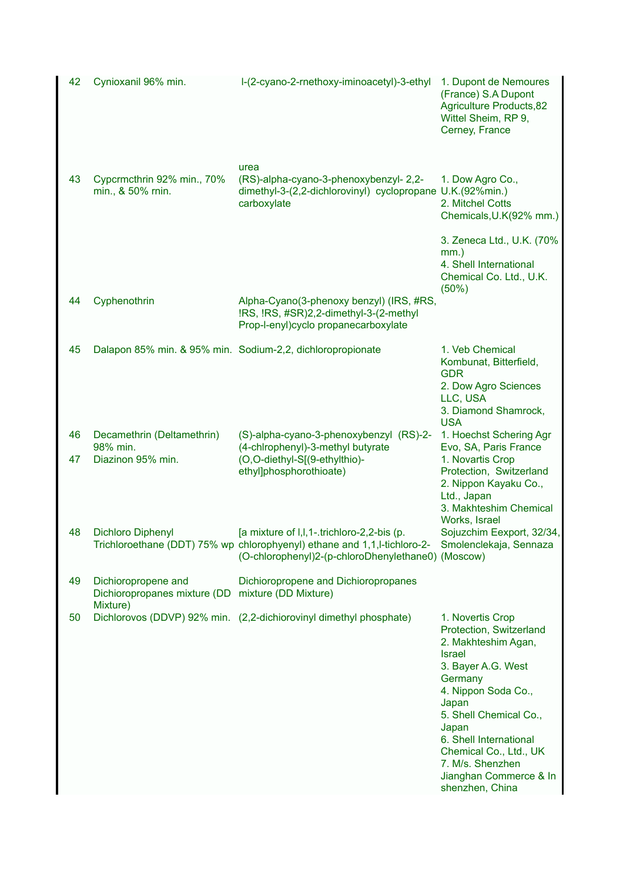| 42 | Cynioxanil 96% min. | l-(2-cyano-2-rnethoxy-iminoacetyl)-3-ethyl urea | 1. Dupont de Nemoures (France) S.A Dupont Agriculture Products,82 Wittel Sheim, RP 9, Cerney, France |
|---|---|---|---|
| 43 | Cypcrmcthrin 92% min., 70% min., & 50% rnin. | (RS)-alpha-cyano-3-phenoxybenzyl- 2,2-dimethyl-3-(2,2-dichlorovinyl) cyclopropane carboxylate | 1. Dow Agro Co., U.K.(92%min.)<br>2. Mitchel Cotts Chemicals,U.K(92% mm.)<br>3. Zeneca Ltd., U.K. (70% mm.)<br>4. Shell International Chemical Co. Ltd., U.K. (50%) |
| 44 | Cyphenothrin | Alpha-Cyano(3-phenoxy benzyl) (IRS, #RS, !RS, !RS, #SR)2,2-dimethyl-3-(2-methyl Prop-l-enyl)cyclo propanecarboxylate | |
| 45 | Dalapon 85% min. & 95% min. | Sodium-2,2, dichloropropionate | 1. Veb Chemical Kombunat, Bitterfield, GDR<br>2. Dow Agro Sciences LLC, USA<br>3. Diamond Shamrock, USA |
| 46 | Decamethrin (Deltamethrin) 98% min. | (S)-alpha-cyano-3-phenoxybenzyl (RS)-2-(4-chlrophenyl)-3-methyl butyrate | 1. Hoechst Schering Agr Evo, SA, Paris France |
| 47 | Diazinon 95% min. | (O,O-diethyl-S[(9-ethylthio)-ethyl]phosphorothioate) | 1. Novartis Crop Protection, Switzerland<br>2. Nippon Kayaku Co., Ltd., Japan<br>3. Makhteshim Chemical Works, Israel |
| 48 | Dichloro Diphenyl Trichloroethane (DDT) 75% wp | [a mixture of l,l,1-.trichloro-2,2-bis (p. chlorophyenyl) ethane and 1,1,l-tichloro-2-(O-chlorophenyl)2-(p-chloroDhenylethane0) | Sojuzchim Eexport, 32/34, Smolenclekaja, Sennaza (Moscow) |
| 49 | Dichioropropene and Dichioropropanes mixture (DD Mixture) | Dichioropropene and Dichioropropanes mixture (DD Mixture) | |
| 50 | Dichlorovos (DDVP) 92% min. | (2,2-dichiorovinyl dimethyl phosphate) | 1. Novertis Crop Protection, Switzerland<br>2. Makhteshim Agan, Israel<br>3. Bayer A.G. West Germany<br>4. Nippon Soda Co., Japan<br>5. Shell Chemical Co., Japan<br>6. Shell International Chemical Co., Ltd., UK<br>7. M/s. Shenzhen Jianghan Commerce & In shenzhen, China |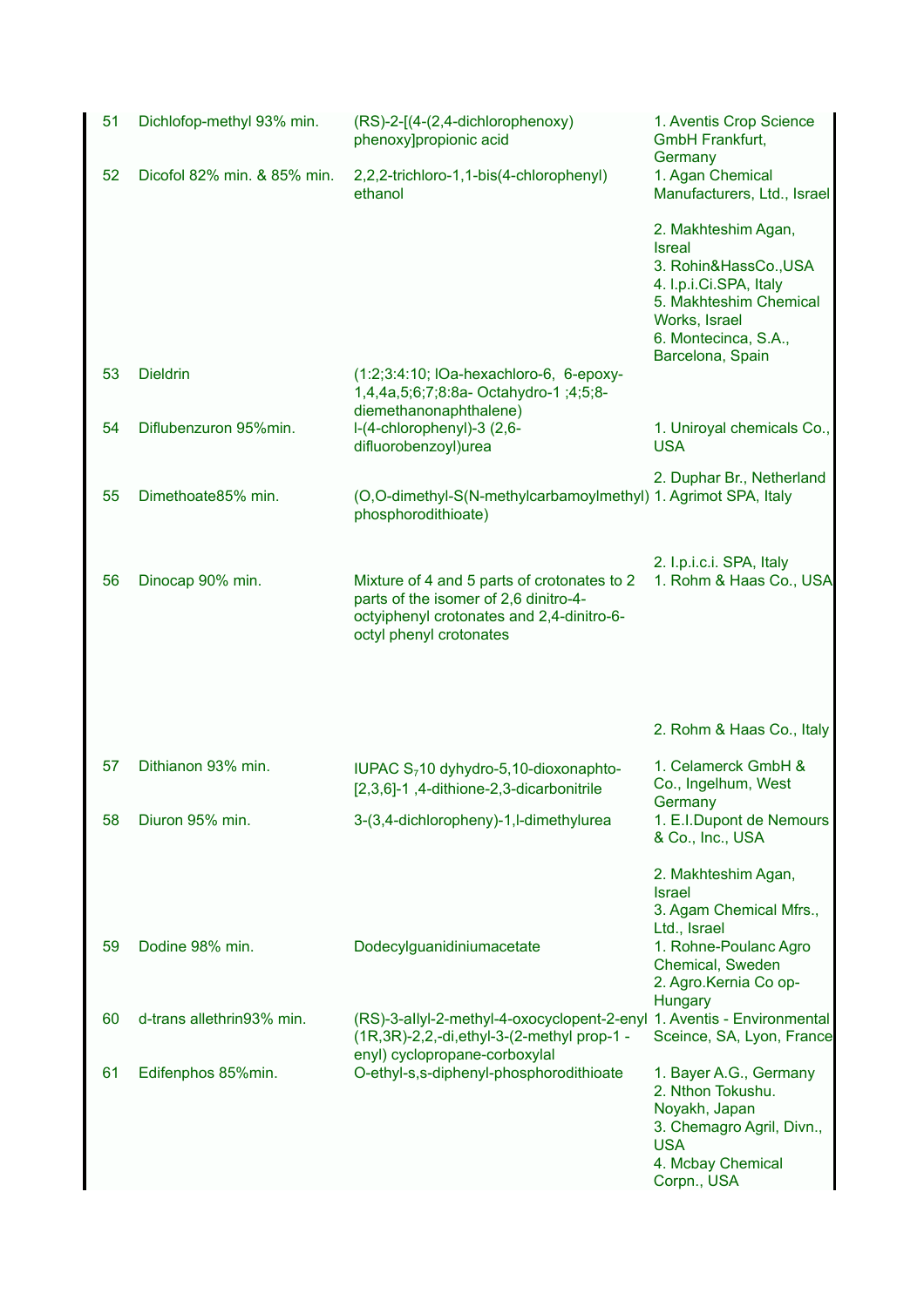| 51 | Dichlofop-methyl 93% min. | (RS)-2-[(4-(2,4-dichlorophenoxy) phenoxy]propionic acid | 1. Aventis Crop Science GmbH Frankfurt, Germany |
|---|---|---|---|
| 52 | Dicofol 82% min. & 85% min. | 2,2,2-trichloro-1,1-bis(4-chlorophenyl) ethanol | 1. Agan Chemical Manufacturers, Ltd., Israel<br><br>2. Makhteshim Agan, Isreal<br>3. Rohin&HassCo.,USA<br>4. I.p.i.Ci.SPA, Italy<br>5. Makhteshim Chemical Works, Israel<br>6. Montecinca, S.A., Barcelona, Spain |
| 53 | Dieldrin | (1:2;3:4:10; lOa-hexachloro-6, 6-epoxy-1,4,4a,5;6;7;8:8a- Octahydro-1 ;4;5;8-diemethanonaphthalene) | |
| 54 | Diflubenzuron 95%min. | l-(4-chlorophenyl)-3 (2,6-difluorobenzoyl)urea | 1. Uniroyal chemicals Co., USA<br><br>2. Duphar Br., Netherland |
| 55 | Dimethoate85% min. | (O,O-dimethyl-S(N-methylcarbamoylmethyl) phosphorodithioate) | 1. Agrimot SPA, Italy<br><br><br>2. I.p.i.c.i. SPA, Italy |
| 56 | Dinocap 90% min. | Mixture of 4 and 5 parts of crotonates to 2 parts of the isomer of 2,6 dinitro-4-octyiphenyl crotonates and 2,4-dinitro-6-octyl phenyl crotonates | 1. Rohm & Haas Co., USA<br><br><br><br><br><br><br><br>2. Rohm & Haas Co., Italy |
| 57 | Dithianon 93% min. | IUPAC $S_7$10 dyhydro-5,10-dioxonaphto-[2,3,6]-1 ,4-dithione-2,3-dicarbonitrile | 1. Celamerck GmbH & Co., Ingelhum, West Germany |
| 58 | Diuron 95% min. | 3-(3,4-dichloropheny)-1,l-dimethylurea | 1. E.I.Dupont de Nemours & Co., Inc., USA<br><br>2. Makhteshim Agan, Israel<br>3. Agam Chemical Mfrs., Ltd., Israel |
| 59 | Dodine 98% min. | Dodecylguanidiniumacetate | 1. Rohne-Poulanc Agro Chemical, Sweden<br>2. Agro.Kernia Co op-Hungary |
| 60 | d-trans allethrin93% min. | (RS)-3-allyl-2-methyl-4-oxocyclopent-2-enyl (1R,3R)-2,2,-di,ethyl-3-(2-methyl prop-1 -enyl) cyclopropane-corboxylal | 1. Aventis - Environmental Sceince, SA, Lyon, France |
| 61 | Edifenphos 85%min. | O-ethyl-s,s-diphenyl-phosphorodithioate | 1. Bayer A.G., Germany<br>2. Nthon Tokushu. Noyakh, Japan<br>3. Chemagro Agril, Divn., USA<br>4. Mcbay Chemical Corpn., USA |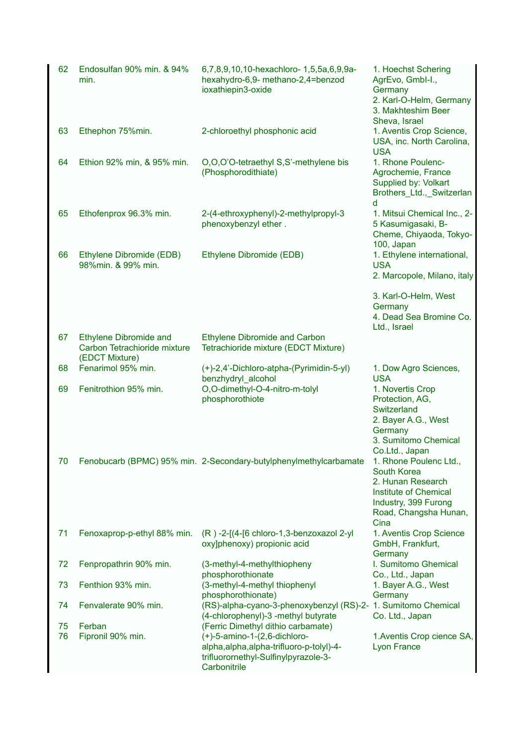| | | | |
|---|---|---|---|
| 62 | Endosulfan 90% min. & 94% min. | 6,7,8,9,10,10-hexachloro- 1,5,5a,6,9,9a-hexahydro-6,9- methano-2,4=benzod ioxathiepin3-oxide | 1. Hoechst Schering AgrEvo, GmbI-I., Germany<br>2. Karl-O-Helm, Germany<br>3. Makhteshim Beer Sheva, Israel |
| 63 | Ethephon 75%min. | 2-chloroethyl phosphonic acid | 1. Aventis Crop Science, USA, inc. North Carolina, USA |
| 64 | Ethion 92% min, & 95% min. | O,O,O'O-tetraethyl S,S'-methylene bis (Phosphorodithiate) | 1. Rhone Poulenc-Agrochemie, France Supplied by: Volkart Brothers_Ltd.,_Switzerland |
| 65 | Ethofenprox 96.3% min. | 2-(4-ethroxyphenyl)-2-methylpropyl-3 phenoxybenzyl ether . | 1. Mitsui Chemical Inc., 2-5 Kasumigasaki, B-Cheme, Chiyaoda, Tokyo-100, Japan |
| 66 | Ethylene Dibromide (EDB) 98%min. & 99% min. | Ethylene Dibromide (EDB) | 1. Ethylene international, USA<br>2. Marcopole, Milano, italy<br>3. Karl-O-Helm, West Germany<br>4. Dead Sea Bromine Co. Ltd., Israel |
| 67 | Ethylene Dibromide and Carbon Tetrachioride mixture (EDCT Mixture) | Ethylene Dibromide and Carbon Tetrachioride mixture (EDCT Mixture) | |
| 68 | Fenarimol 95% min. | (+)-2,4'-Dichloro-atpha-(Pyrimidin-5-yl) benzhydryl_alcohol | 1. Dow Agro Sciences, USA |
| 69 | Fenitrothion 95% min. | O,O-dimethyl-O-4-nitro-m-tolyl phosphorothiote | 1. Novertis Crop Protection, AG, Switzerland<br>2. Bayer A.G., West Germany<br>3. Sumitomo Chemical Co.Ltd., Japan |
| 70 | Fenobucarb (BPMC) 95% min. | 2-Secondary-butylphenylmethylcarbamate | 1. Rhone Poulenc Ltd., South Korea<br>2. Hunan Research Institute of Chemical Industry, 399 Furong Road, Changsha Hunan, Cina |
| 71 | Fenoxaprop-p-ethyl 88% min. | (R ) -2-[(4-[6 chloro-1,3-benzoxazol 2-yl oxy]phenoxy) propionic acid | 1. Aventis Crop Science GmbH, Frankfurt, Germany |
| 72 | Fenpropathrin 90% min. | (3-methyl-4-methylthiopheny phosphorothionate | I. Sumitomo Ghemical Co., Ltd., Japan |
| 73 | Fenthion 93% min. | (3-methyl-4-methyl thiophenyl phosphorothionate) | 1. Bayer A.G., West Germany |
| 74 | Fenvalerate 90% min. | (RS)-alpha-cyano-3-phenoxybenzyl (RS)-2-(4-chlorophenyl)-3 -methyl butyrate | 1. Sumitomo Chemical Co. Ltd., Japan |
| 75 | Ferban | (Ferric Dimethyl dithio carbamate) | |
| 76 | Fipronil 90% min. | (+)-5-amino-1-(2,6-dichloro-alpha,alpha,alpha-trifluoro-p-tolyl)-4-trifluorornethyl-Sulfinylpyrazole-3-Carbonitrile | 1.Aventis Crop cience SA, Lyon France |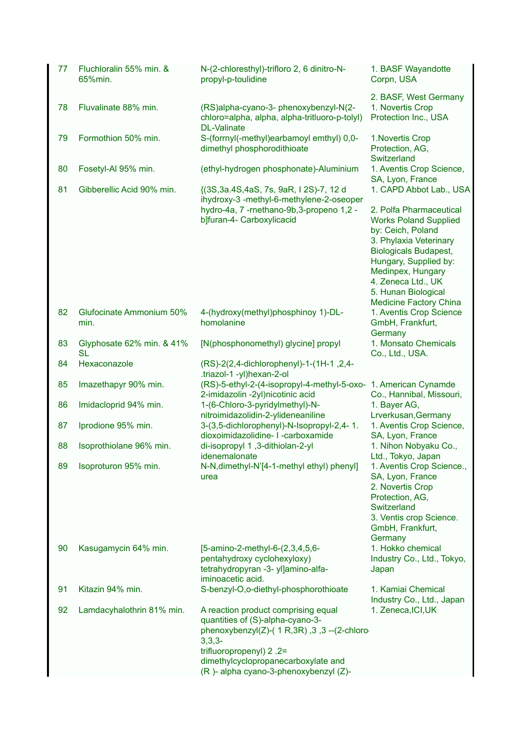| 77 | Fluchloralin 55% min. & 65%min. | N-(2-chloresthyl)-trifloro 2, 6 dinitro-N-propyl-p-toulidine | 1. BASF Wayandotte Corpn, USA<br><br>2. BASF, West Germany |
|---|---|---|---|
| 78 | Fluvalinate 88% min. | (RS)alpha-cyano-3- phenoxybenzyl-N(2-chloro=alpha, alpha, alpha-tritluoro-p-tolyl) DL-Valinate | 1. Novertis Crop Protection Inc., USA |
| 79 | Formothion 50% min. | S-(forrnyl(-methyl)earbamoyl emthyl) 0,0-dimethyl phosphorodithioate | 1.Novertis Crop Protection, AG, Switzerland |
| 80 | Fosetyl-Al 95% min. | (ethyl-hydrogen phosphonate)-Aluminium | 1. Aventis Crop Science, SA, Lyon, France |
| 81 | Gibberellic Acid 90% min. | {(3S,3a.4S,4aS, 7s, 9aR, I 2S)-7, 12 d ihydroxy-3 -methyl-6-methylene-2-oseoper hydro-4a, 7 -rnethano-9b,3-propeno 1,2 -b]furan-4- Carboxylicacid | 1. CAPD Abbot Lab., USA<br><br>2. Polfa Pharmaceutical Works Poland Supplied by: Ceich, Poland<br>3. Phylaxia Veterinary Biologicals Budapest, Hungary, Supplied by: Medinpex, Hungary<br>4. Zeneca Ltd., UK<br>5. Hunan Biological Medicine Factory China |
| 82 | Glufocinate Ammonium 50% min. | 4-(hydroxy(methyl)phosphinoy 1)-DL-homolanine | 1. Aventis Crop Science GmbH, Frankfurt, Germany |
| 83 | Glyphosate 62% min. & 41% SL | [N(phosphonomethyl) glycine] propyl | 1. Monsato Chemicals Co., Ltd., USA. |
| 84 | Hexaconazole | (RS)-2(2,4-dichlorophenyl)-1-(1H-1 ,2,4-.triazol-1 -yl)hexan-2-ol | |
| 85 | Imazethapyr 90% min. | (RS)-5-ethyl-2-(4-isopropyl-4-methyl-5-oxo-2-imidazolin -2yl)nicotinic acid | 1. American Cynamde Co., Hannibal, Missouri, |
| 86 | Imidacloprid 94% min. | 1-(6-Chloro-3-pyridylmethyl)-N-nitroimidazolidin-2-ylideneaniline | 1. Bayer AG, Lrverkusan,Germany |
| 87 | Iprodione 95% min. | 3-(3,5-dichlorophenyl)-N-Isopropyl-2,4- 1. dioxoimidazolidine- I -carboxamide | 1. Aventis Crop Science, SA, Lyon, France |
| 88 | Isoprothiolane 96% min. | di-isopropyl 1 ,3-dithiolan-2-yl idenemalonate | 1. Nihon Nobyaku Co., Ltd., Tokyo, Japan |
| 89 | Isoproturon 95% min. | N-N,dimethyl-N'[4-1-methyl ethyl) phenyl] urea | 1. Aventis Crop Science., SA, Lyon, France<br>2. Novertis Crop Protection, AG, Switzerland<br>3. Ventis crop Science. GmbH, Frankfurt, Germany |
| 90 | Kasugamycin 64% min. | [5-amino-2-methyl-6-(2,3,4,5,6-pentahydroxy cyclohexyloxy) tetrahydropyran -3- yl]amino-alfa-iminoacetic acid. | 1. Hokko chemical Industry Co., Ltd., Tokyo, Japan |
| 91 | Kitazin 94% min. | S-benzyl-O,o-diethyl-phosphorothioate | 1. Kamiai Chemical Industry Co., Ltd., Japan |
| 92 | Lamdacyhalothrin 81% min. | A reaction product comprising equal quantities of (S)-alpha-cyano-3-phenoxybenzyl(Z)-( 1 R,3R) ,3 ,3 --(2-chloro-3,3,3-trifluoropropenyl) 2 .2=dimethylcyclopropanecarboxylate and (R )- alpha cyano-3-phenoxybenzyl (Z)- | 1. Zeneca,ICI,UK |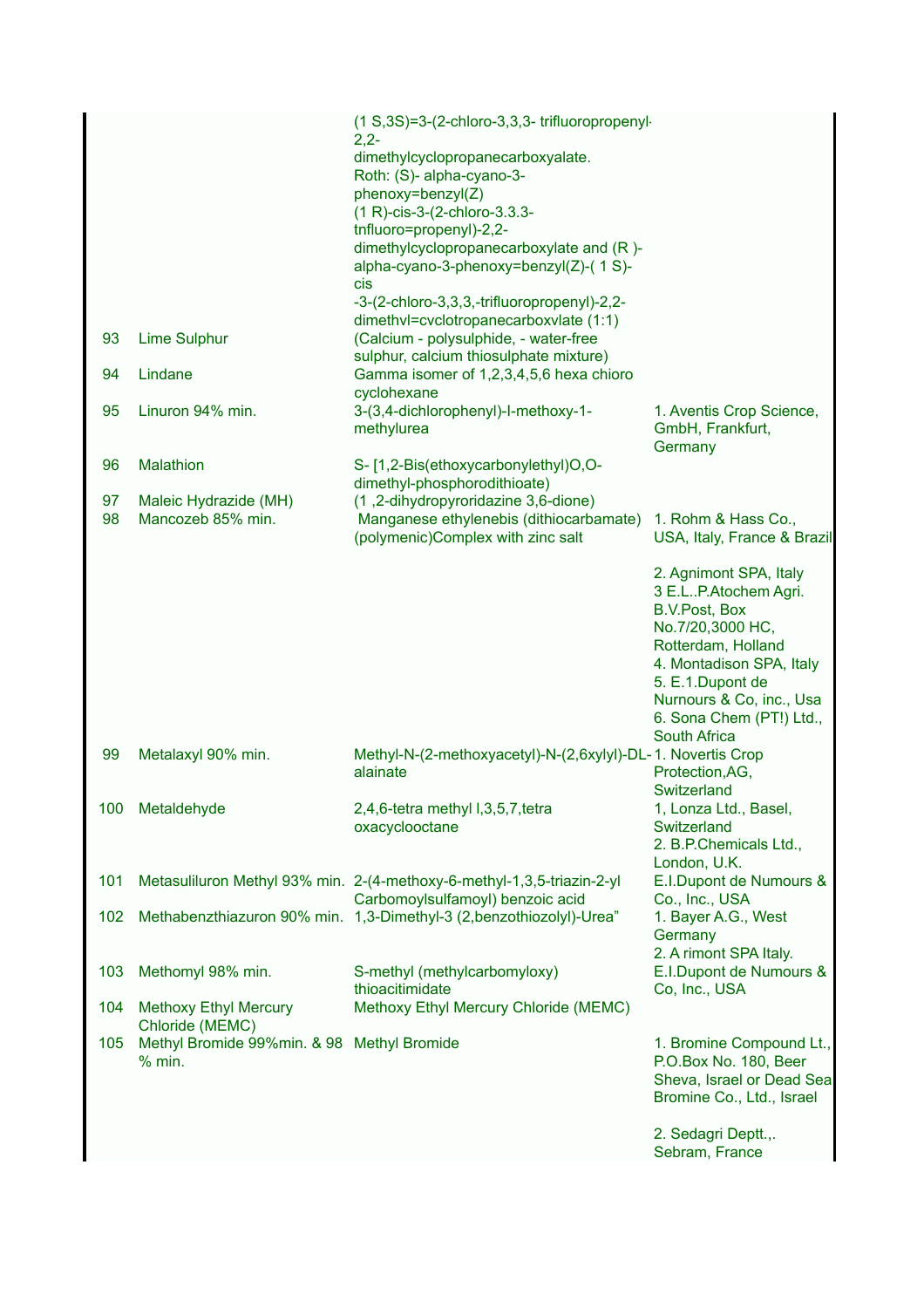| | | | |
|---|---|---|---|
| | | (1 S,3S)=3-(2-chloro-3,3,3- trifluoropropenyl-2,2-dimethylcyclopropanecarboxyalate. Roth: (S)- alpha-cyano-3-phenoxy=benzyl(Z) (1 R)-cis-3-(2-chloro-3.3.3-tnfluoro=propenyl)-2,2-dimethylcyclopropanecarboxylate and (R )-alpha-cyano-3-phenoxy=benzyl(Z)-( 1 S)-cis -3-(2-chloro-3,3,3,-trifluoropropenyl)-2,2-dimethvl=cvclotropanecarboxvlate (1:1) | |
| 93 | Lime Sulphur | (Calcium - polysulphide, - water-free sulphur, calcium thiosulphate mixture) | |
| 94 | Lindane | Gamma isomer of 1,2,3,4,5,6 hexa chioro cyclohexane | |
| 95 | Linuron 94% min. | 3-(3,4-dichlorophenyl)-l-methoxy-1-methylurea | 1. Aventis Crop Science, GmbH, Frankfurt, Germany |
| 96 | Malathion | S- [1,2-Bis(ethoxycarbonylethyl)O,O-dimethyl-phosphorodithioate) | |
| 97 | Maleic Hydrazide (MH) | (1 ,2-dihydropyroridazine 3,6-dione) | |
| 98 | Mancozeb 85% min. | Manganese ethylenebis (dithiocarbamate) (polymenic)Complex with zinc salt | 1. Rohm & Hass Co., USA, Italy, France & Brazil<br><br>2. Agnimont SPA, Italy<br>3 E.L..P.Atochem Agri. B.V.Post, Box No.7/20,3000 HC, Rotterdam, Holland<br>4. Montadison SPA, Italy<br>5. E.1.Dupont de Nurnours & Co, inc., Usa<br>6. Sona Chem (PT!) Ltd., South Africa |
| 99 | Metalaxyl 90% min. | Methyl-N-(2-methoxyacetyl)-N-(2,6xylyl)-DL-alainate | 1. Novertis Crop Protection,AG, Switzerland |
| 100 | Metaldehyde | 2,4,6-tetra methyl l,3,5,7,tetra oxacyclooctane | 1, Lonza Ltd., Basel, Switzerland<br>2. B.P.Chemicals Ltd., London, U.K. |
| 101 | Metasuliluron Methyl 93% min. | 2-(4-methoxy-6-methyl-1,3,5-triazin-2-yl Carbomoylsulfamoyl) benzoic acid | E.I.Dupont de Numours & Co., Inc., USA |
| 102 | Methabenzthiazuron 90% min. | 1,3-Dimethyl-3 (2,benzothiozolyl)-Urea" | 1. Bayer A.G., West Germany<br>2. A rimont SPA Italy. |
| 103 | Methomyl 98% min. | S-methyl (methylcarbomyloxy) thioacitimidate | E.I.Dupont de Numours & Co, Inc., USA |
| 104 | Methoxy Ethyl Mercury Chloride (MEMC) | Methoxy Ethyl Mercury Chloride (MEMC) | |
| 105 | Methyl Bromide 99%min. & 98 % min. | Methyl Bromide | 1. Bromine Compound Lt., P.O.Box No. 180, Beer Sheva, Israel or Dead Sea Bromine Co., Ltd., Israel<br><br>2. Sedagri Deptt.,. Sebram, France |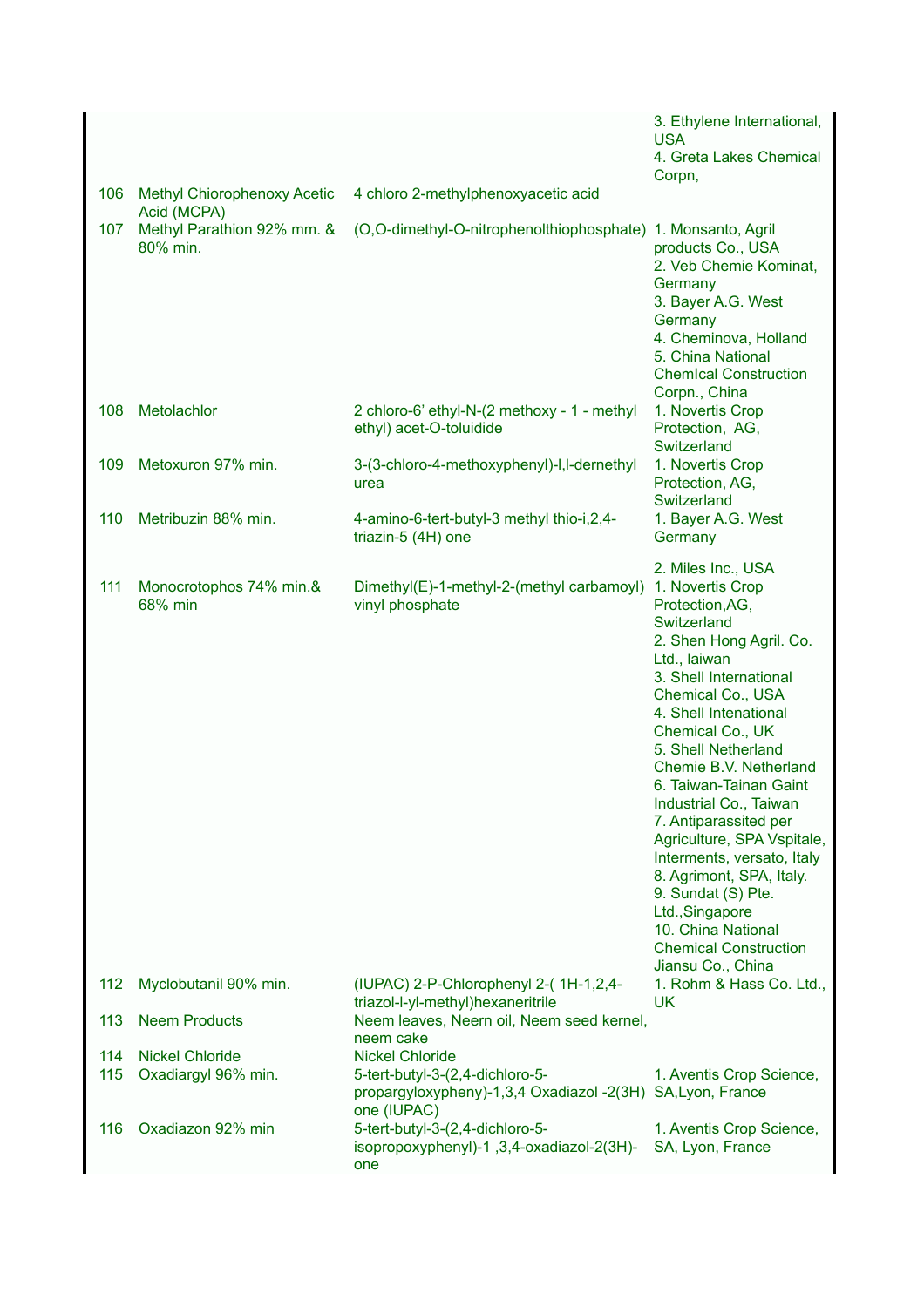| | | | |
|---|---|---|---|
| | | | 3. Ethylene International, USA<br>4. Greta Lakes Chemical Corpn, |
| 106 | Methyl Chiorophenoxy Acetic Acid (MCPA) | 4 chloro 2-methylphenoxyacetic acid | |
| 107 | Methyl Parathion 92% mm. & 80% min. | (O,O-dimethyl-O-nitrophenolthiophosphate) | 1. Monsanto, Agril products Co., USA<br>2. Veb Chemie Kominat, Germany<br>3. Bayer A.G. West Germany<br>4. Cheminova, Holland<br>5. China National ChemIcal Construction Corpn., China |
| 108 | Metolachlor | 2 chloro-6' ethyl-N-(2 methoxy - 1 - methyl ethyl) acet-O-toluidide | 1. Novertis Crop Protection, AG, Switzerland |
| 109 | Metoxuron 97% min. | 3-(3-chloro-4-methoxyphenyl)-l,l-dernethyl urea | 1. Novertis Crop Protection, AG, Switzerland |
| 110 | Metribuzin 88% min. | 4-amino-6-tert-butyl-3 methyl thio-i,2,4-triazin-5 (4H) one | 1. Bayer A.G. West Germany<br>2. Miles Inc., USA |
| 111 | Monocrotophos 74% min.& 68% min | Dimethyl(E)-1-methyl-2-(methyl carbamoyl) vinyl phosphate | 1. Novertis Crop Protection,AG, Switzerland<br>2. Shen Hong Agril. Co. Ltd., laiwan<br>3. Shell International Chemical Co., USA<br>4. Shell Intenational Chemical Co., UK<br>5. Shell Netherland Chemie B.V. Netherland<br>6. Taiwan-Tainan Gaint Industrial Co., Taiwan<br>7. Antiparassited per Agriculture, SPA Vspitale, Interments, versato, Italy<br>8. Agrimont, SPA, Italy.<br>9. Sundat (S) Pte. Ltd.,Singapore<br>10. China National Chemical Construction Jiansu Co., China |
| 112 | Myclobutanil 90% min. | (IUPAC) 2-P-Chlorophenyl 2-( 1H-1,2,4-triazol-l-yl-methyl)hexaneritrile | 1. Rohm & Hass Co. Ltd., UK |
| 113 | Neem Products | Neem leaves, Neern oil, Neem seed kernel, neem cake | |
| 114 | Nickel Chloride | Nickel Chloride | |
| 115 | Oxadiargyl 96% min. | 5-tert-butyl-3-(2,4-dichloro-5-propargyloxypheny)-1,3,4 Oxadiazol -2(3H) one (IUPAC) | 1. Aventis Crop Science, SA,Lyon, France |
| 116 | Oxadiazon 92% min | 5-tert-butyl-3-(2,4-dichloro-5-isopropoxyphenyl)-1 ,3,4-oxadiazol-2(3H)-one | 1. Aventis Crop Science, SA, Lyon, France |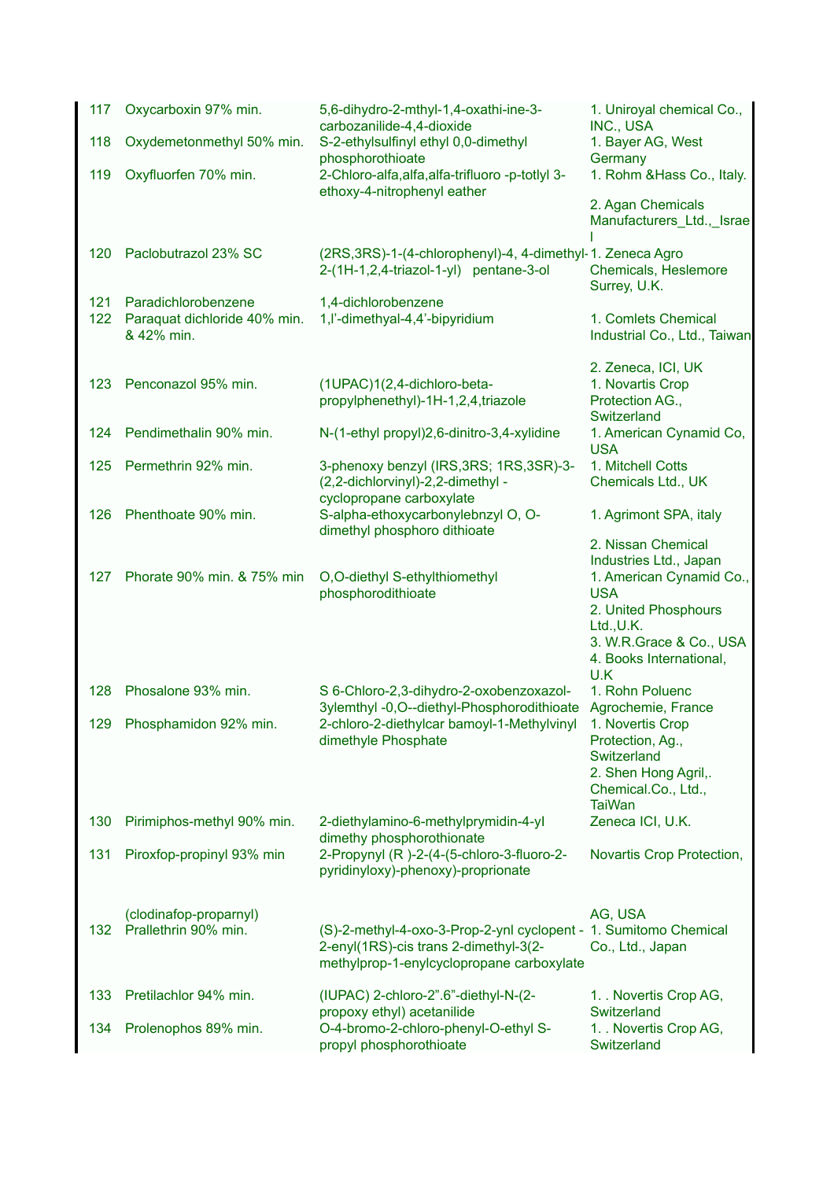| | | | |
|---|---|---|---|
| 117 | Oxycarboxin 97% min. | 5,6-dihydro-2-mthyl-1,4-oxathi-ine-3-carbozanilide-4,4-dioxide | 1. Uniroyal chemical Co., INC., USA |
| 118 | Oxydemetonmethyl 50% min. | S-2-ethylsulfinyl ethyl 0,0-dimethyl phosphorothioate | 1. Bayer AG, West Germany |
| 119 | Oxyfluorfen 70% min. | 2-Chloro-alfa,alfa,alfa-trifluoro -p-totlyl 3-ethoxy-4-nitrophenyl eather | 1. Rohm &Hass Co., Italy.<br>2. Agan Chemicals Manufacturers_Ltd.,_Israel |
| 120 | Paclobutrazol 23% SC | (2RS,3RS)-1-(4-chlorophenyl)-4, 4-dimethyl-2-(1H-1,2,4-triazol-1-yl) pentane-3-ol | 1. Zeneca Agro Chemicals, Heslemore Surrey, U.K. |
| 121 | Paradichlorobenzene | 1,4-dichlorobenzene | |
| 122 | Paraquat dichloride 40% min. & 42% min. | 1,l'-dimethyal-4,4'-bipyridium | 1. Comlets Chemical Industrial Co., Ltd., Taiwan<br>2. Zeneca, ICI, UK |
| 123 | Penconazol 95% min. | (1UPAC)1(2,4-dichloro-beta-propylphenethyl)-1H-1,2,4,triazole | 1. Novartis Crop Protection AG., Switzerland |
| 124 | Pendimethalin 90% min. | N-(1-ethyl propyl)2,6-dinitro-3,4-xylidine | 1. American Cynamid Co, USA |
| 125 | Permethrin 92% min. | 3-phenoxy benzyl (IRS,3RS; 1RS,3SR)-3-(2,2-dichlorvinyl)-2,2-dimethyl -cyclopropane carboxylate | 1. Mitchell Cotts Chemicals Ltd., UK |
| 126 | Phenthoate 90% min. | S-alpha-ethoxycarbonylebnzyl O, O-dimethyl phosphoro dithioate | 1. Agrimont SPA, italy<br>2. Nissan Chemical Industries Ltd., Japan |
| 127 | Phorate 90% min. & 75% min | O,O-diethyl S-ethylthiomethyl phosphorodithioate | 1. American Cynamid Co., USA<br>2. United Phosphours Ltd.,U.K.<br>3. W.R.Grace & Co., USA<br>4. Books International, U.K |
| 128 | Phosalone 93% min. | S 6-Chloro-2,3-dihydro-2-oxobenzoxazol-3ylemthyl -0,O--diethyl-Phosphorodithioate | 1. Rohn Poluenc Agrochemie, France |
| 129 | Phosphamidon 92% min. | 2-chloro-2-diethylcar bamoyl-1-Methylvinyl dimethyle Phosphate | 1. Novertis Crop Protection, Ag., Switzerland<br>2. Shen Hong Agril,. Chemical.Co., Ltd., TaiWan |
| 130 | Pirimiphos-methyl 90% min. | 2-diethylamino-6-methylprymidin-4-yl dimethy phosphorothionate | Zeneca ICI, U.K. |
| 131 | Piroxfop-propinyl 93% min<br>(clodinafop-proparnyl) | 2-Propynyl (R )-2-(4-(5-chloro-3-fluoro-2-pyridinyloxy)-phenoxy)-proprionate | Novartis Crop Protection, AG, USA |
| 132 | Prallethrin 90% min. | (S)-2-methyl-4-oxo-3-Prop-2-ynl cyclopent -2-enyl(1RS)-cis trans 2-dimethyl-3(2-methylprop-1-enylcyclopropane carboxylate | 1. Sumitomo Chemical Co., Ltd., Japan |
| 133 | Pretilachlor 94% min. | (IUPAC) 2-chloro-2".6"-diethyl-N-(2-propoxy ethyl) acetanilide | 1. . Novertis Crop AG, Switzerland |
| 134 | Prolenophos 89% min. | O-4-bromo-2-chloro-phenyl-O-ethyl S-propyl phosphorothioate | 1. . Novertis Crop AG, Switzerland |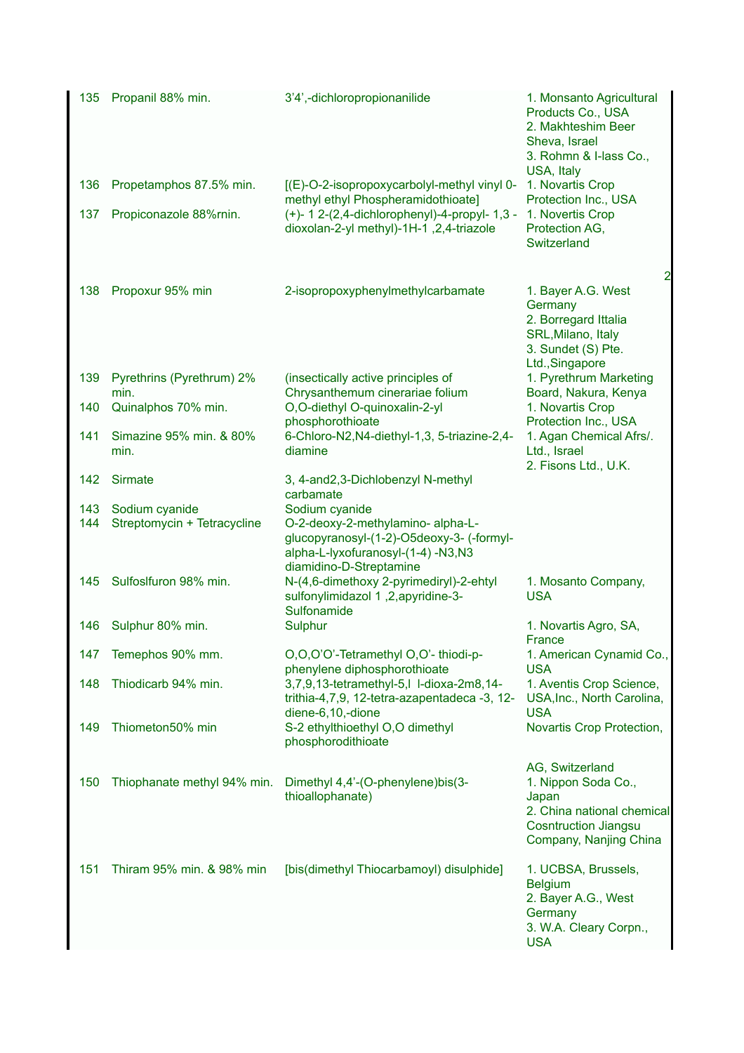| | | | |
|---|---|---|---|
| 135 | Propanil 88% min. | 3'4',-dichloropropionanilide | 1. Monsanto Agricultural Products Co., USA<br>2. Makhteshim Beer Sheva, Israel<br>3. Rohmn & I-lass Co., USA, Italy |
| 136 | Propetamphos 87.5% min. | [(E)-O-2-isopropoxycarbolyl-methyl vinyl 0-methyl ethyl Phospheramidothioate] | 1. Novartis Crop Protection Inc., USA |
| 137 | Propiconazole 88%rnin. | (+)- 1 2-(2,4-dichlorophenyl)-4-propyl- 1,3 -dioxolan-2-yl methyl)-1H-1 ,2,4-triazole | 1. Novertis Crop Protection AG, Switzerland |
| 138 | Propoxur 95% min | 2-isopropoxyphenylmethylcarbamate | 1. Bayer A.G. West Germany<br>2. Borregard Ittalia SRL,Milano, Italy<br>3. Sundet (S) Pte. Ltd.,Singapore |
| 139 | Pyrethrins (Pyrethrum) 2% min. | (insectically active principles of Chrysanthemum cinerariae folium | 1. Pyrethrum Marketing Board, Nakura, Kenya |
| 140 | Quinalphos 70% min. | O,O-diethyl O-quinoxalin-2-yl phosphorothioate | 1. Novartis Crop Protection Inc., USA |
| 141 | Simazine 95% min. & 80% min. | 6-Chloro-N2,N4-diethyl-1,3, 5-triazine-2,4-diamine | 1. Agan Chemical Afrs/. Ltd., Israel<br>2. Fisons Ltd., U.K. |
| 142 | Sirmate | 3, 4-and2,3-Dichlobenzyl N-methyl carbamate | |
| 143 | Sodium cyanide | Sodium cyanide | |
| 144 | Streptomycin + Tetracycline | O-2-deoxy-2-methylamino- alpha-L-glucopyranosyl-(1-2)-O5deoxy-3- (-formyl-alpha-L-lyxofuranosyl-(1-4) -N3,N3 diamidino-D-Streptamine | |
| 145 | Sulfoslfuron 98% min. | N-(4,6-dimethoxy 2-pyrimediryl)-2-ehtyl sulfonylimidazol 1 ,2,apyridine-3-Sulfonamide | 1. Mosanto Company, USA |
| 146 | Sulphur 80% min. | Sulphur | 1. Novartis Agro, SA, France |
| 147 | Temephos 90% mm. | O,O,O'O'-Tetramethyl O,O'- thiodi-p-phenylene diphosphorothioate | 1. American Cynamid Co., USA |
| 148 | Thiodicarb 94% min. | 3,7,9,13-tetramethyl-5,l l-dioxa-2m8,14-trithia-4,7,9, 12-tetra-azapentadeca -3, 12-diene-6,10,-dione | 1. Aventis Crop Science, USA,Inc., North Carolina, USA |
| 149 | Thiometon50% min | S-2 ethylthioethyl O,O dimethyl phosphorodithioate | Novartis Crop Protection, AG, Switzerland |
| 150 | Thiophanate methyl 94% min. | Dimethyl 4,4'-(O-phenylene)bis(3-thioallophanate) | 1. Nippon Soda Co., Japan<br>2. China national chemical Cosntruction Jiangsu Company, Nanjing China |
| 151 | Thiram 95% min. & 98% min | [bis(dimethyl Thiocarbamoyl) disulphide] | 1. UCBSA, Brussels, Belgium<br>2. Bayer A.G., West Germany<br>3. W.A. Cleary Corpn., USA |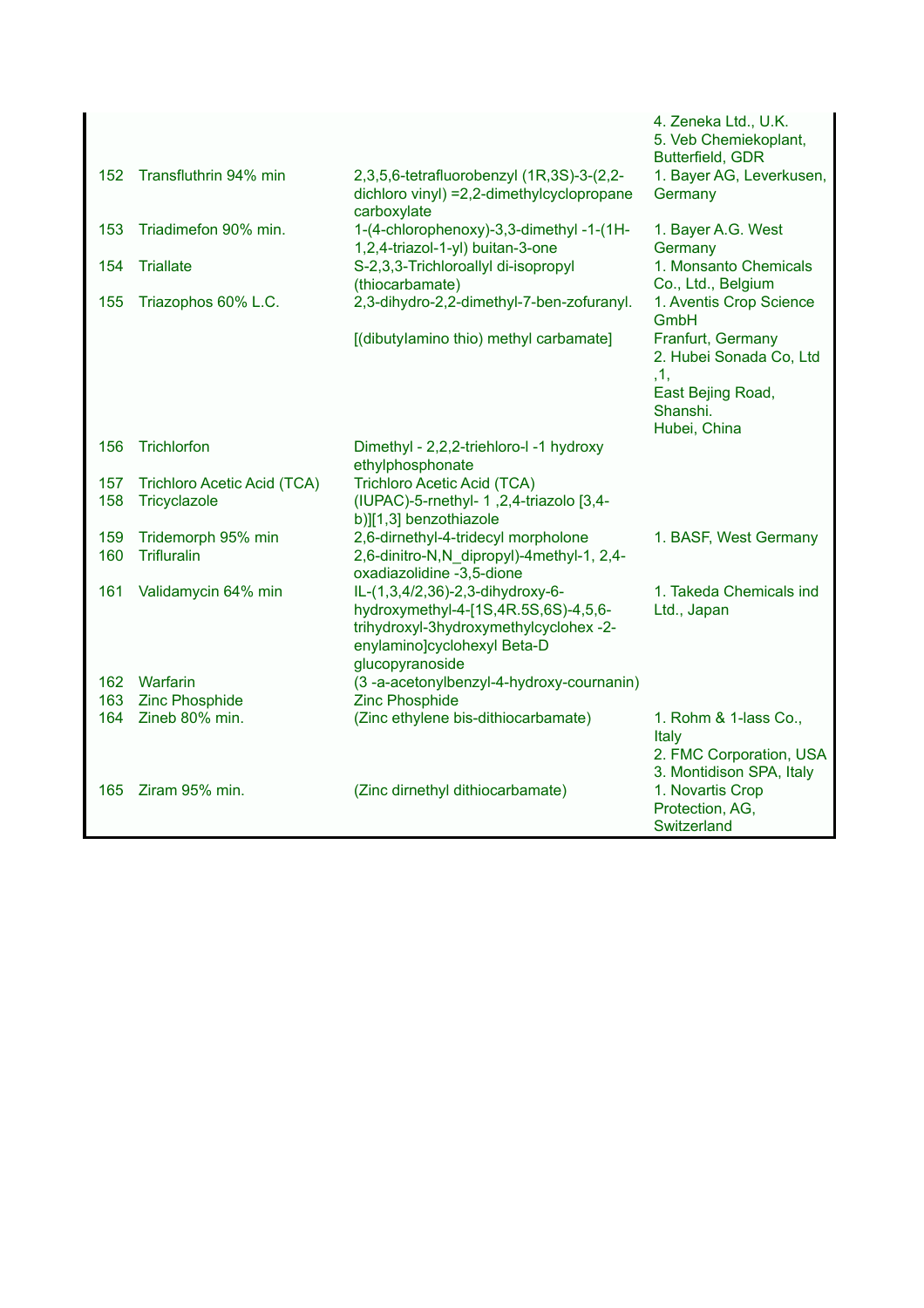| | | | |
|---|---|---|---|
| | | | 4. Zeneka Ltd., U.K.<br>5. Veb Chemiekoplant, Butterfield, GDR |
| 152 | Transfluthrin 94% min | 2,3,5,6-tetrafluorobenzyl (1R,3S)-3-(2,2-dichloro vinyl) =2,2-dimethylcyclopropane carboxylate | 1. Bayer AG, Leverkusen, Germany |
| 153 | Triadimefon 90% min. | 1-(4-chlorophenoxy)-3,3-dimethyl -1-(1H-1,2,4-triazol-1-yl) buitan-3-one | 1. Bayer A.G. West Germany |
| 154 | Triallate | S-2,3,3-Trichloroallyl di-isopropyl (thiocarbamate) | 1. Monsanto Chemicals Co., Ltd., Belgium |
| 155 | Triazophos 60% L.C. | 2,3-dihydro-2,2-dimethyl-7-ben-zofuranyl.<br>[(dibutylamino thio) methyl carbamate] | 1. Aventis Crop Science GmbH Franfurt, Germany<br>2. Hubei Sonada Co, Ltd ,1, East Bejing Road, Shanshi. Hubei, China |
| 156 | Trichlorfon | Dimethyl - 2,2,2-triehloro-l -1 hydroxy ethylphosphonate | |
| 157 | Trichloro Acetic Acid (TCA) | Trichloro Acetic Acid (TCA) | |
| 158 | Tricyclazole | (IUPAC)-5-rnethyl- 1 ,2,4-triazolo [3,4-b)][1,3] benzothiazole | |
| 159 | Tridemorph 95% min | 2,6-dirnethyl-4-tridecyl morpholone | 1. BASF, West Germany |
| 160 | Trifluralin | 2,6-dinitro-N,N_dipropyl)-4methyl-1, 2,4-oxadiazolidine -3,5-dione | |
| 161 | Validamycin 64% min | IL-(1,3,4/2,36)-2,3-dihydroxy-6-hydroxymethyl-4-[1S,4R.5S,6S)-4,5,6-trihydroxyl-3hydroxymethylcyclohex -2-enylamino]cyclohexyl Beta-D glucopyranoside | 1. Takeda Chemicals ind Ltd., Japan |
| 162 | Warfarin | (3 -a-acetonylbenzyl-4-hydroxy-cournanin) | |
| 163 | Zinc Phosphide | Zinc Phosphide | |
| 164 | Zineb 80% min. | (Zinc ethylene bis-dithiocarbamate) | 1. Rohm & 1-lass Co., Italy<br>2. FMC Corporation, USA<br>3. Montidison SPA, Italy |
| 165 | Ziram 95% min. | (Zinc dirnethyl dithiocarbamate) | 1. Novartis Crop Protection, AG, Switzerland |